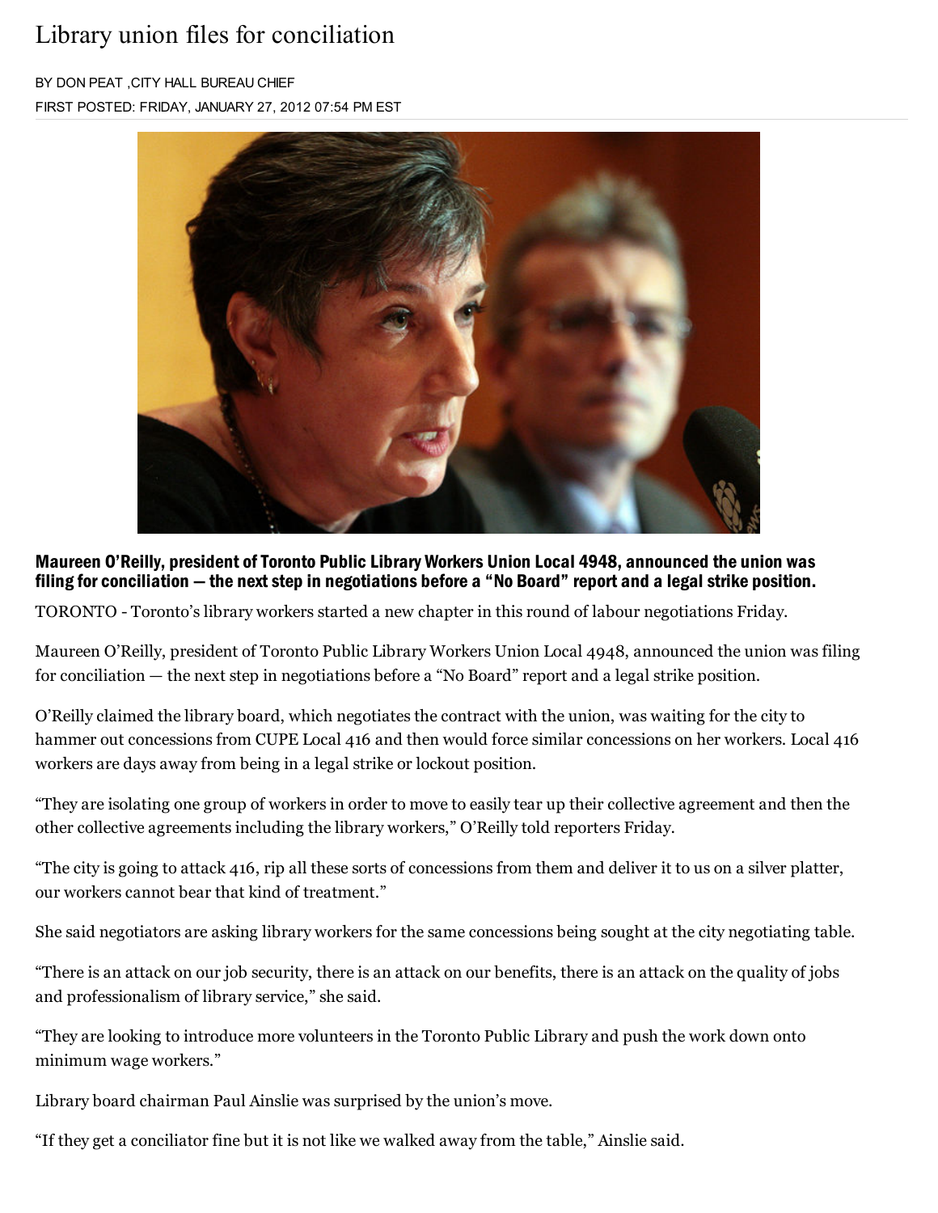# Library union files for conciliation

BY DON PEAT ,CITY HALL BUREAU CHIEF

FIRST POSTED: FRIDAY, JANUARY 27, 2012 07:54 PM EST

**Maureen O'Reilly, president of Toronto Public Library Workers Union Local 4948, announced the union was filing for conciliation — the next step in negotiations before a "No Board" report and a legal strike position.**

TORONTO - Toronto's library workers started a new chapter in this round of labour negotiations Friday.

Maureen O'Reilly, president of Toronto Public Library Workers Union Local 4948, announced the union was filing for conciliation — the next step in negotiations before a "No Board" report and a legal strike position.

O'Reilly claimed the library board, which negotiates the contract with the union, was waiting for the city to hammer out concessions from CUPE Local 416 and then would force similar concessions on her workers. Local 416 workers are days away from being in a legal strike or lockout position.

"They are isolating one group of workers in order to move to easily tear up their collective agreement and then the other collective agreements including the library workers," O'Reilly told reporters Friday.

"The city is going to attack 416, rip all these sorts of concessions from them and deliver it to us on a silver platter, our workers cannot bear that kind of treatment."

She said negotiators are asking library workers for the same concessions being sought at the city negotiating table.

"There is an attack on our job security, there is an attack on our benefits, there is an attack on the quality of jobs and professionalism of library service," she said.

"They are looking to introduce more volunteers in the Toronto Public Library and push the work down onto minimum wage workers."

Library board chairman Paul Ainslie was surprised by the union's move.

"If they get a conciliator fine but it is not like we walked away from the table," Ainslie said.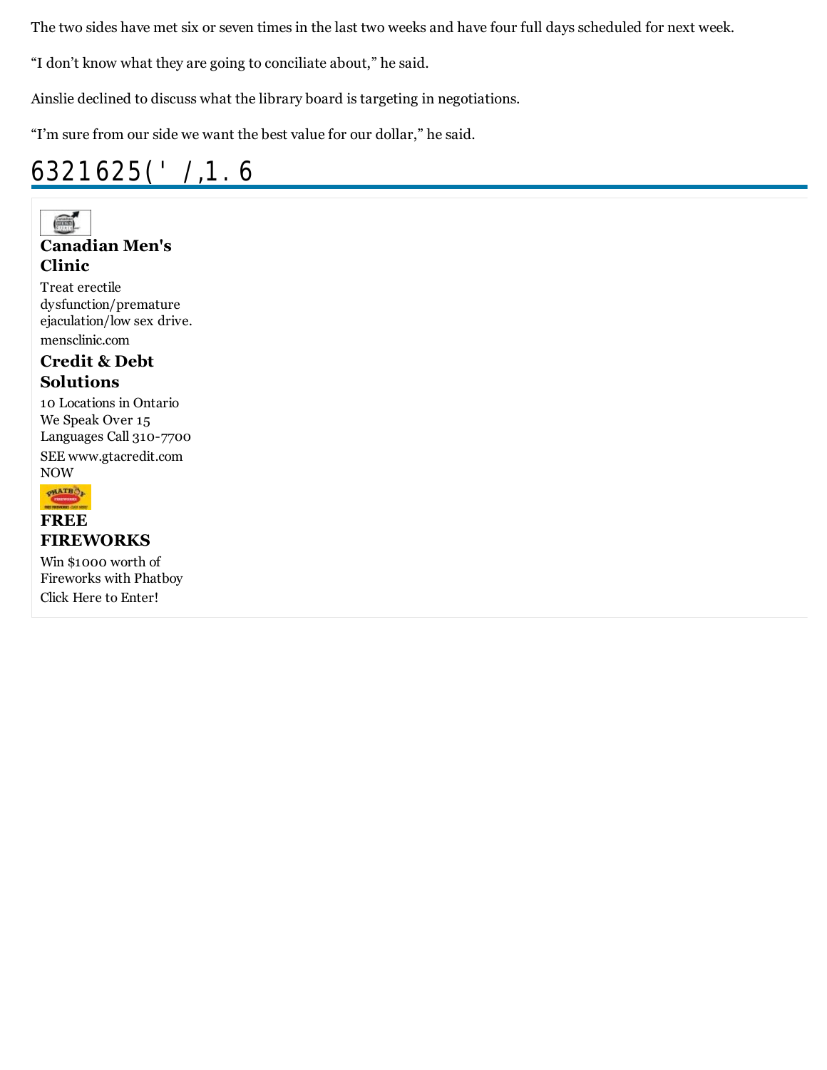The two sides have met six or seven times in the last two weeks and have four full days scheduled for next week.

"I don't know what they are going to conciliate about," he said.

Ainslie declined to discuss what the library board is targeting in negotiations.

"I'm sure from our side we want the best value for our dollar," he said.

## 6321625(' /,1.6

**Canadian Men's Clinic**

Treat erectile dysfunction/premature ejaculation/low sex drive.

mensclinic.com

**Credit & Debt Solutions**

10 Locations in Ontario We Speak Over 15 Languages Call 310-7700

SEE www.gtacredit.com NOW

**FREE FIREWORKS**

Win $1000 worth of Fireworks with Phatboy

Click Here to Enter!